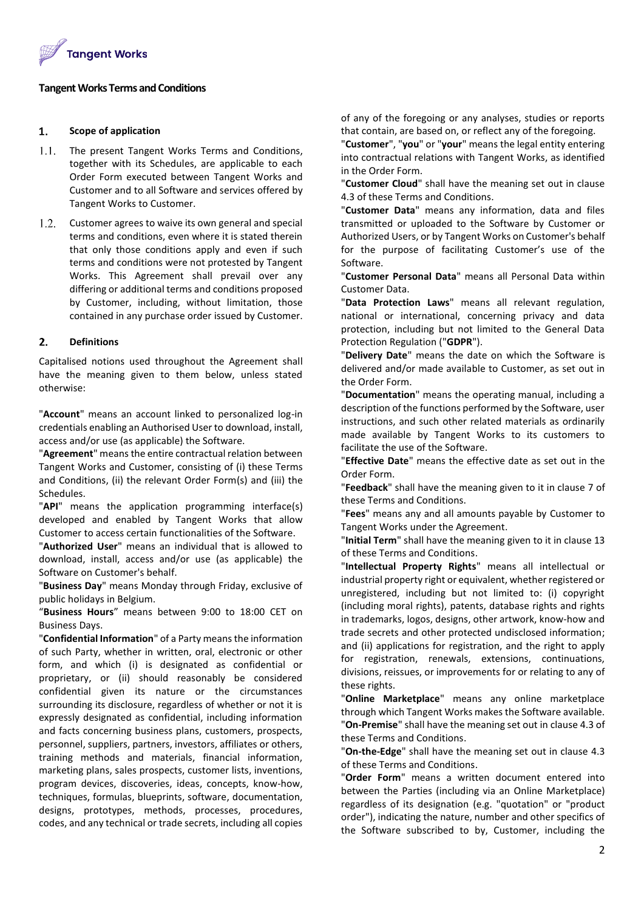Tangent Works

# Tangent Works Terms and Conditions

## 1. Scope of application

1.1. The present Tangent Works Terms and Conditions, together with its Schedules, are applicable to each Order Form executed between Tangent Works and Customer and to all Software and services offered by Tangent Works to Customer.

1.2. Customer agrees to waive its own general and special terms and conditions, even where it is stated therein that only those conditions apply and even if such terms and conditions were not protested by Tangent Works. This Agreement shall prevail over any differing or additional terms and conditions proposed by Customer, including, without limitation, those contained in any purchase order issued by Customer.

## 2. Definitions

Capitalised notions used throughout the Agreement shall have the meaning given to them below, unless stated otherwise:

"**Account**" means an account linked to personalized log-in credentials enabling an Authorised User to download, install, access and/or use (as applicable) the Software.

"**Agreement**" means the entire contractual relation between Tangent Works and Customer, consisting of (i) these Terms and Conditions, (ii) the relevant Order Form(s) and (iii) the Schedules.

"**API**" means the application programming interface(s) developed and enabled by Tangent Works that allow Customer to access certain functionalities of the Software.

"**Authorized User**" means an individual that is allowed to download, install, access and/or use (as applicable) the Software on Customer's behalf.

"**Business Day**" means Monday through Friday, exclusive of public holidays in Belgium.

"**Business Hours**" means between 9:00 to 18:00 CET on Business Days.

"**Confidential Information**" of a Party means the information of such Party, whether in written, oral, electronic or other form, and which (i) is designated as confidential or proprietary, or (ii) should reasonably be considered confidential given its nature or the circumstances surrounding its disclosure, regardless of whether or not it is expressly designated as confidential, including information and facts concerning business plans, customers, prospects, personnel, suppliers, partners, investors, affiliates or others, training methods and materials, financial information, marketing plans, sales prospects, customer lists, inventions, program devices, discoveries, ideas, concepts, know-how, techniques, formulas, blueprints, software, documentation, designs, prototypes, methods, processes, procedures, codes, and any technical or trade secrets, including all copies of any of the foregoing or any analyses, studies or reports that contain, are based on, or reflect any of the foregoing.

"**Customer**", "**you**" or "**your**" means the legal entity entering into contractual relations with Tangent Works, as identified in the Order Form.

"**Customer Cloud**" shall have the meaning set out in clause 4.3 of these Terms and Conditions.

"**Customer Data**" means any information, data and files transmitted or uploaded to the Software by Customer or Authorized Users, or by Tangent Works on Customer's behalf for the purpose of facilitating Customer's use of the Software.

"**Customer Personal Data**" means all Personal Data within Customer Data.

"**Data Protection Laws**" means all relevant regulation, national or international, concerning privacy and data protection, including but not limited to the General Data Protection Regulation ("**GDPR**").

"**Delivery Date**" means the date on which the Software is delivered and/or made available to Customer, as set out in the Order Form.

"**Documentation**" means the operating manual, including a description of the functions performed by the Software, user instructions, and such other related materials as ordinarily made available by Tangent Works to its customers to facilitate the use of the Software.

"**Effective Date**" means the effective date as set out in the Order Form.

"**Feedback**" shall have the meaning given to it in clause 7 of these Terms and Conditions.

"**Fees**" means any and all amounts payable by Customer to Tangent Works under the Agreement.

"**Initial Term**" shall have the meaning given to it in clause 13 of these Terms and Conditions.

"**Intellectual Property Rights**" means all intellectual or industrial property right or equivalent, whether registered or unregistered, including but not limited to: (i) copyright (including moral rights), patents, database rights and rights in trademarks, logos, designs, other artwork, know-how and trade secrets and other protected undisclosed information; and (ii) applications for registration, and the right to apply for registration, renewals, extensions, continuations, divisions, reissues, or improvements for or relating to any of these rights.

"**Online Marketplace**" means any online marketplace through which Tangent Works makes the Software available.

"**On-Premise**" shall have the meaning set out in clause 4.3 of these Terms and Conditions.

"**On-the-Edge**" shall have the meaning set out in clause 4.3 of these Terms and Conditions.

"**Order Form**" means a written document entered into between the Parties (including via an Online Marketplace) regardless of its designation (e.g. "quotation" or "product order"), indicating the nature, number and other specifics of the Software subscribed to by, Customer, including the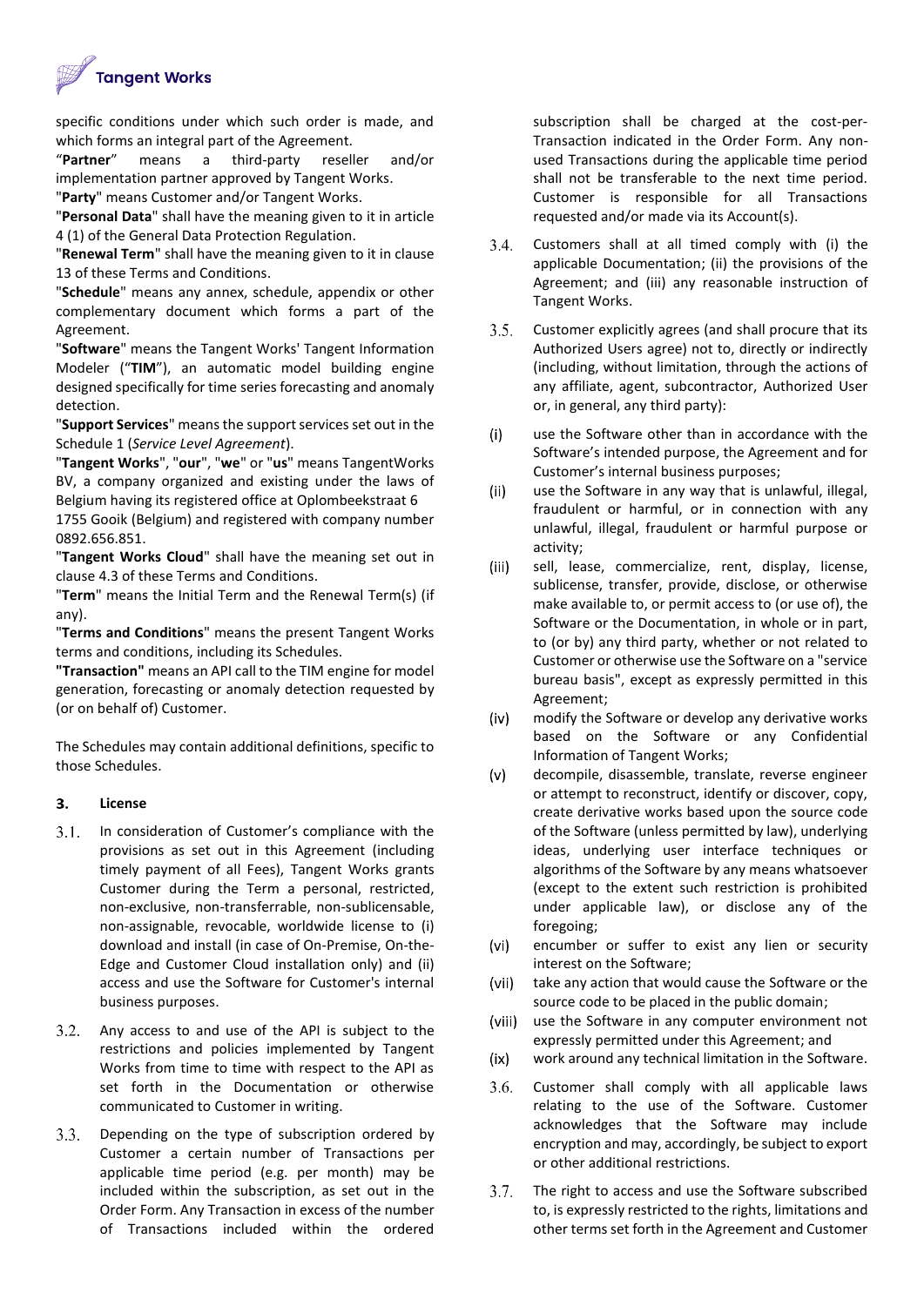specific conditions under which such order is made, and which forms an integral part of the Agreement.

"**Partner**" means a third-party reseller and/or implementation partner approved by Tangent Works.

"**Party**" means Customer and/or Tangent Works.

"**Personal Data**" shall have the meaning given to it in article 4 (1) of the General Data Protection Regulation.

"**Renewal Term**" shall have the meaning given to it in clause 13 of these Terms and Conditions.

"**Schedule**" means any annex, schedule, appendix or other complementary document which forms a part of the Agreement.

"**Software**" means the Tangent Works' Tangent Information Modeler ("**TIM**"), an automatic model building engine designed specifically for time series forecasting and anomaly detection.

"**Support Services**" means the support services set out in the Schedule 1 (*Service Level Agreement*).

"**Tangent Works**", "**our**", "**we**" or "**us**" means TangentWorks BV, a company organized and existing under the laws of Belgium having its registered office at Oplombeekstraat 6 1755 Gooik (Belgium) and registered with company number 0892.656.851.

"**Tangent Works Cloud**" shall have the meaning set out in clause 4.3 of these Terms and Conditions.

"**Term**" means the Initial Term and the Renewal Term(s) (if any).

"**Terms and Conditions**" means the present Tangent Works terms and conditions, including its Schedules.

**"Transaction"** means an API call to the TIM engine for model generation, forecasting or anomaly detection requested by (or on behalf of) Customer.

The Schedules may contain additional definitions, specific to those Schedules.

### 3. License

3.1. In consideration of Customer's compliance with the provisions as set out in this Agreement (including timely payment of all Fees), Tangent Works grants Customer during the Term a personal, restricted, non-exclusive, non-transferrable, non-sublicensable, non-assignable, revocable, worldwide license to (i) download and install (in case of On-Premise, On-the-Edge and Customer Cloud installation only) and (ii) access and use the Software for Customer's internal business purposes.

3.2. Any access to and use of the API is subject to the restrictions and policies implemented by Tangent Works from time to time with respect to the API as set forth in the Documentation or otherwise communicated to Customer in writing.

3.3. Depending on the type of subscription ordered by Customer a certain number of Transactions per applicable time period (e.g. per month) may be included within the subscription, as set out in the Order Form. Any Transaction in excess of the number of Transactions included within the ordered subscription shall be charged at the cost-per-Transaction indicated in the Order Form. Any non-used Transactions during the applicable time period shall not be transferable to the next time period. Customer is responsible for all Transactions requested and/or made via its Account(s).

3.4. Customers shall at all timed comply with (i) the applicable Documentation; (ii) the provisions of the Agreement; and (iii) any reasonable instruction of Tangent Works.

3.5. Customer explicitly agrees (and shall procure that its Authorized Users agree) not to, directly or indirectly (including, without limitation, through the actions of any affiliate, agent, subcontractor, Authorized User or, in general, any third party):

(i) use the Software other than in accordance with the Software's intended purpose, the Agreement and for Customer's internal business purposes;

(ii) use the Software in any way that is unlawful, illegal, fraudulent or harmful, or in connection with any unlawful, illegal, fraudulent or harmful purpose or activity;

(iii) sell, lease, commercialize, rent, display, license, sublicense, transfer, provide, disclose, or otherwise make available to, or permit access to (or use of), the Software or the Documentation, in whole or in part, to (or by) any third party, whether or not related to Customer or otherwise use the Software on a "service bureau basis", except as expressly permitted in this Agreement;

(iv) modify the Software or develop any derivative works based on the Software or any Confidential Information of Tangent Works;

(v) decompile, disassemble, translate, reverse engineer or attempt to reconstruct, identify or discover, copy, create derivative works based upon the source code of the Software (unless permitted by law), underlying ideas, underlying user interface techniques or algorithms of the Software by any means whatsoever (except to the extent such restriction is prohibited under applicable law), or disclose any of the foregoing;

(vi) encumber or suffer to exist any lien or security interest on the Software;

(vii) take any action that would cause the Software or the source code to be placed in the public domain;

(viii) use the Software in any computer environment not expressly permitted under this Agreement; and

(ix) work around any technical limitation in the Software.

3.6. Customer shall comply with all applicable laws relating to the use of the Software. Customer acknowledges that the Software may include encryption and may, accordingly, be subject to export or other additional restrictions.

3.7. The right to access and use the Software subscribed to, is expressly restricted to the rights, limitations and other terms set forth in the Agreement and Customer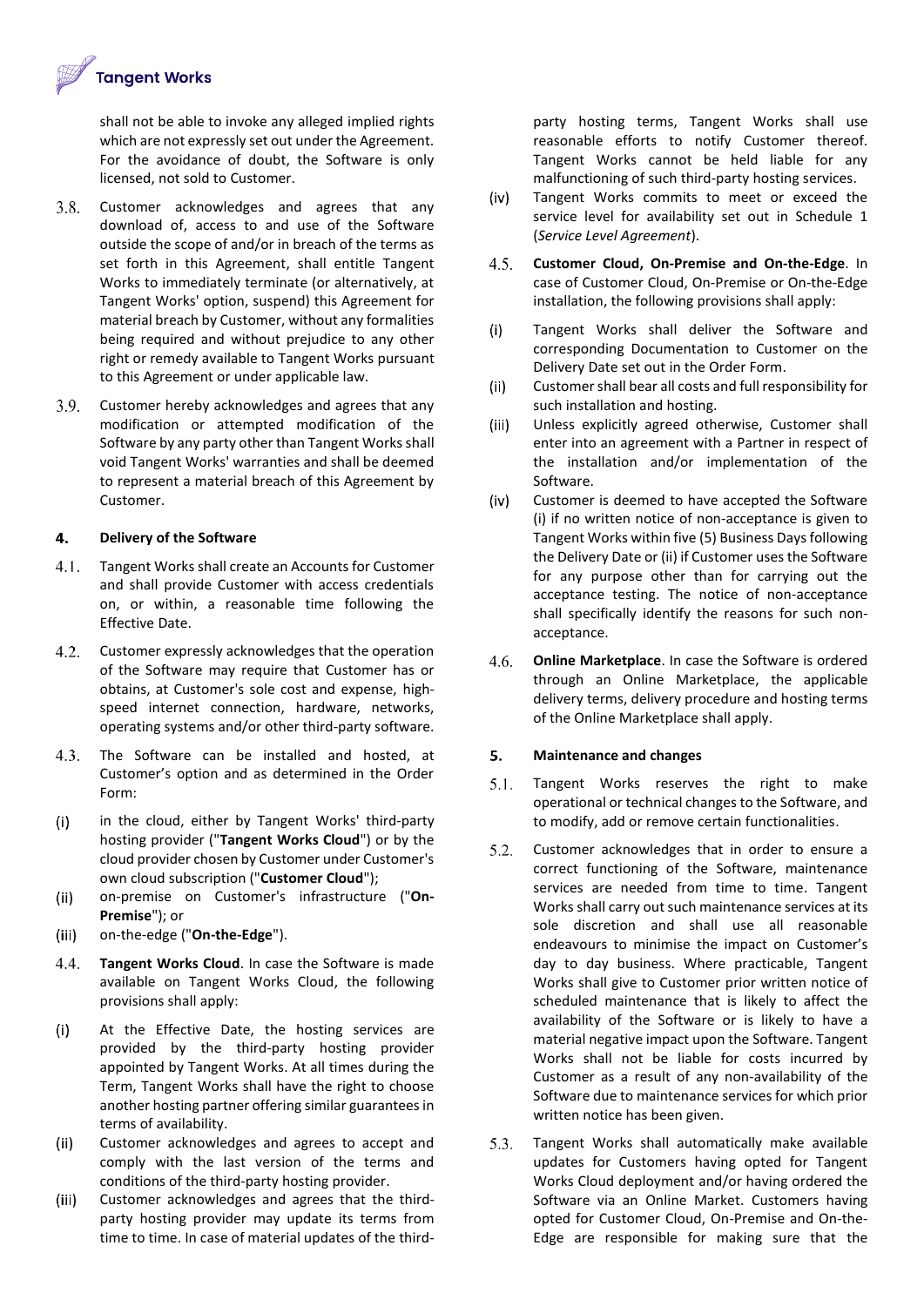shall not be able to invoke any alleged implied rights which are not expressly set out under the Agreement. For the avoidance of doubt, the Software is only licensed, not sold to Customer.

3.8. Customer acknowledges and agrees that any download of, access to and use of the Software outside the scope of and/or in breach of the terms as set forth in this Agreement, shall entitle Tangent Works to immediately terminate (or alternatively, at Tangent Works' option, suspend) this Agreement for material breach by Customer, without any formalities being required and without prejudice to any other right or remedy available to Tangent Works pursuant to this Agreement or under applicable law.

3.9. Customer hereby acknowledges and agrees that any modification or attempted modification of the Software by any party other than Tangent Works shall void Tangent Works' warranties and shall be deemed to represent a material breach of this Agreement by Customer.

## 4. Delivery of the Software

4.1. Tangent Works shall create an Accounts for Customer and shall provide Customer with access credentials on, or within, a reasonable time following the Effective Date.

4.2. Customer expressly acknowledges that the operation of the Software may require that Customer has or obtains, at Customer's sole cost and expense, high-speed internet connection, hardware, networks, operating systems and/or other third-party software.

4.3. The Software can be installed and hosted, at Customer's option and as determined in the Order Form:

(i) in the cloud, either by Tangent Works' third-party hosting provider ("**Tangent Works Cloud**") or by the cloud provider chosen by Customer under Customer's own cloud subscription ("**Customer Cloud**");

(ii) on-premise on Customer's infrastructure ("**On-Premise**"); or

(iii) on-the-edge ("**On-the-Edge**").

4.4. **Tangent Works Cloud**. In case the Software is made available on Tangent Works Cloud, the following provisions shall apply:

(i) At the Effective Date, the hosting services are provided by the third-party hosting provider appointed by Tangent Works. At all times during the Term, Tangent Works shall have the right to choose another hosting partner offering similar guarantees in terms of availability.

(ii) Customer acknowledges and agrees to accept and comply with the last version of the terms and conditions of the third-party hosting provider.

(iii) Customer acknowledges and agrees that the third-party hosting provider may update its terms from time to time. In case of material updates of the third-party hosting terms, Tangent Works shall use reasonable efforts to notify Customer thereof. Tangent Works cannot be held liable for any malfunctioning of such third-party hosting services.

(iv) Tangent Works commits to meet or exceed the service level for availability set out in Schedule 1 (*Service Level Agreement*).

4.5. **Customer Cloud, On-Premise and On-the-Edge**. In case of Customer Cloud, On-Premise or On-the-Edge installation, the following provisions shall apply:

(i) Tangent Works shall deliver the Software and corresponding Documentation to Customer on the Delivery Date set out in the Order Form.

(ii) Customer shall bear all costs and full responsibility for such installation and hosting.

(iii) Unless explicitly agreed otherwise, Customer shall enter into an agreement with a Partner in respect of the installation and/or implementation of the Software.

(iv) Customer is deemed to have accepted the Software (i) if no written notice of non-acceptance is given to Tangent Works within five (5) Business Days following the Delivery Date or (ii) if Customer uses the Software for any purpose other than for carrying out the acceptance testing. The notice of non-acceptance shall specifically identify the reasons for such non-acceptance.

4.6. **Online Marketplace**. In case the Software is ordered through an Online Marketplace, the applicable delivery terms, delivery procedure and hosting terms of the Online Marketplace shall apply.

## 5. Maintenance and changes

5.1. Tangent Works reserves the right to make operational or technical changes to the Software, and to modify, add or remove certain functionalities.

5.2. Customer acknowledges that in order to ensure a correct functioning of the Software, maintenance services are needed from time to time. Tangent Works shall carry out such maintenance services at its sole discretion and shall use all reasonable endeavours to minimise the impact on Customer's day to day business. Where practicable, Tangent Works shall give to Customer prior written notice of scheduled maintenance that is likely to affect the availability of the Software or is likely to have a material negative impact upon the Software. Tangent Works shall not be liable for costs incurred by Customer as a result of any non-availability of the Software due to maintenance services for which prior written notice has been given.

5.3. Tangent Works shall automatically make available updates for Customers having opted for Tangent Works Cloud deployment and/or having ordered the Software via an Online Market. Customers having opted for Customer Cloud, On-Premise and On-the-Edge are responsible for making sure that the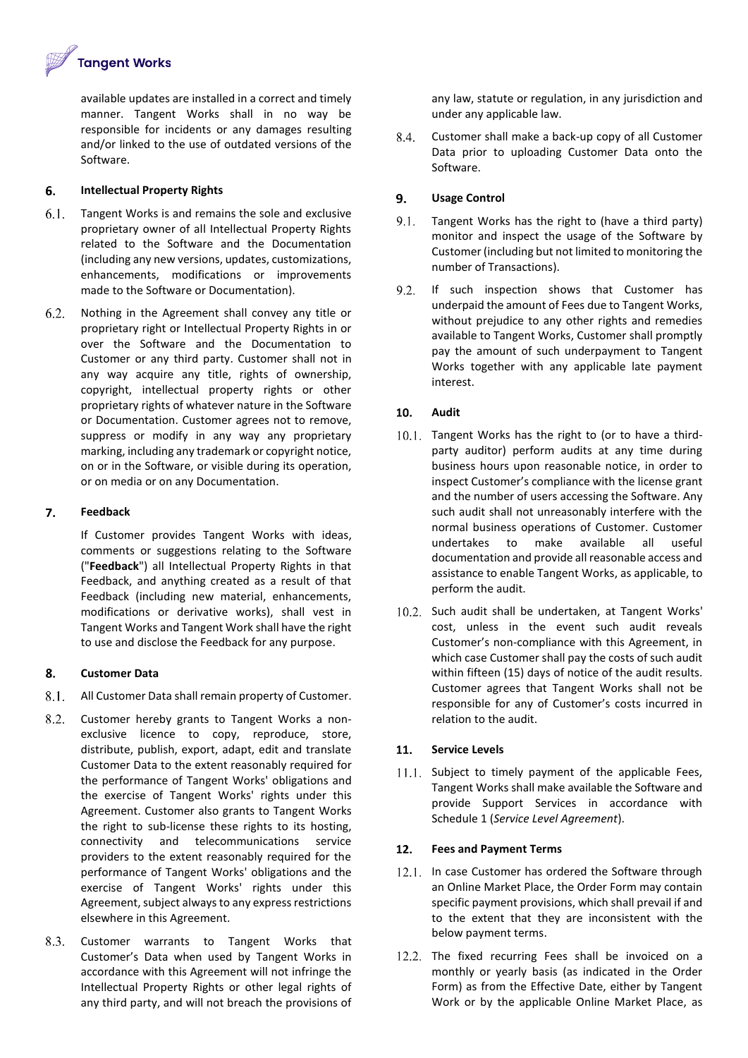available updates are installed in a correct and timely manner. Tangent Works shall in no way be responsible for incidents or any damages resulting and/or linked to the use of outdated versions of the Software.

## 6. Intellectual Property Rights

6.1. Tangent Works is and remains the sole and exclusive proprietary owner of all Intellectual Property Rights related to the Software and the Documentation (including any new versions, updates, customizations, enhancements, modifications or improvements made to the Software or Documentation).

6.2. Nothing in the Agreement shall convey any title or proprietary right or Intellectual Property Rights in or over the Software and the Documentation to Customer or any third party. Customer shall not in any way acquire any title, rights of ownership, copyright, intellectual property rights or other proprietary rights of whatever nature in the Software or Documentation. Customer agrees not to remove, suppress or modify in any way any proprietary marking, including any trademark or copyright notice, on or in the Software, or visible during its operation, or on media or on any Documentation.

## 7. Feedback

If Customer provides Tangent Works with ideas, comments or suggestions relating to the Software ("**Feedback**") all Intellectual Property Rights in that Feedback, and anything created as a result of that Feedback (including new material, enhancements, modifications or derivative works), shall vest in Tangent Works and Tangent Work shall have the right to use and disclose the Feedback for any purpose.

## 8. Customer Data

8.1. All Customer Data shall remain property of Customer.

8.2. Customer hereby grants to Tangent Works a non-exclusive licence to copy, reproduce, store, distribute, publish, export, adapt, edit and translate Customer Data to the extent reasonably required for the performance of Tangent Works' obligations and the exercise of Tangent Works' rights under this Agreement. Customer also grants to Tangent Works the right to sub-license these rights to its hosting, connectivity and telecommunications service providers to the extent reasonably required for the performance of Tangent Works' obligations and the exercise of Tangent Works' rights under this Agreement, subject always to any express restrictions elsewhere in this Agreement.

8.3. Customer warrants to Tangent Works that Customer's Data when used by Tangent Works in accordance with this Agreement will not infringe the Intellectual Property Rights or other legal rights of any third party, and will not breach the provisions of any law, statute or regulation, in any jurisdiction and under any applicable law.

8.4. Customer shall make a back-up copy of all Customer Data prior to uploading Customer Data onto the Software.

## 9. Usage Control

9.1. Tangent Works has the right to (have a third party) monitor and inspect the usage of the Software by Customer (including but not limited to monitoring the number of Transactions).

9.2. If such inspection shows that Customer has underpaid the amount of Fees due to Tangent Works, without prejudice to any other rights and remedies available to Tangent Works, Customer shall promptly pay the amount of such underpayment to Tangent Works together with any applicable late payment interest.

## 10. Audit

10.1. Tangent Works has the right to (or to have a third-party auditor) perform audits at any time during business hours upon reasonable notice, in order to inspect Customer's compliance with the license grant and the number of users accessing the Software. Any such audit shall not unreasonably interfere with the normal business operations of Customer. Customer undertakes to make available all useful documentation and provide all reasonable access and assistance to enable Tangent Works, as applicable, to perform the audit.

10.2. Such audit shall be undertaken, at Tangent Works' cost, unless in the event such audit reveals Customer's non-compliance with this Agreement, in which case Customer shall pay the costs of such audit within fifteen (15) days of notice of the audit results. Customer agrees that Tangent Works shall not be responsible for any of Customer's costs incurred in relation to the audit.

## 11. Service Levels

11.1. Subject to timely payment of the applicable Fees, Tangent Works shall make available the Software and provide Support Services in accordance with Schedule 1 (*Service Level Agreement*).

## 12. Fees and Payment Terms

12.1. In case Customer has ordered the Software through an Online Market Place, the Order Form may contain specific payment provisions, which shall prevail if and to the extent that they are inconsistent with the below payment terms.

12.2. The fixed recurring Fees shall be invoiced on a monthly or yearly basis (as indicated in the Order Form) as from the Effective Date, either by Tangent Work or by the applicable Online Market Place, as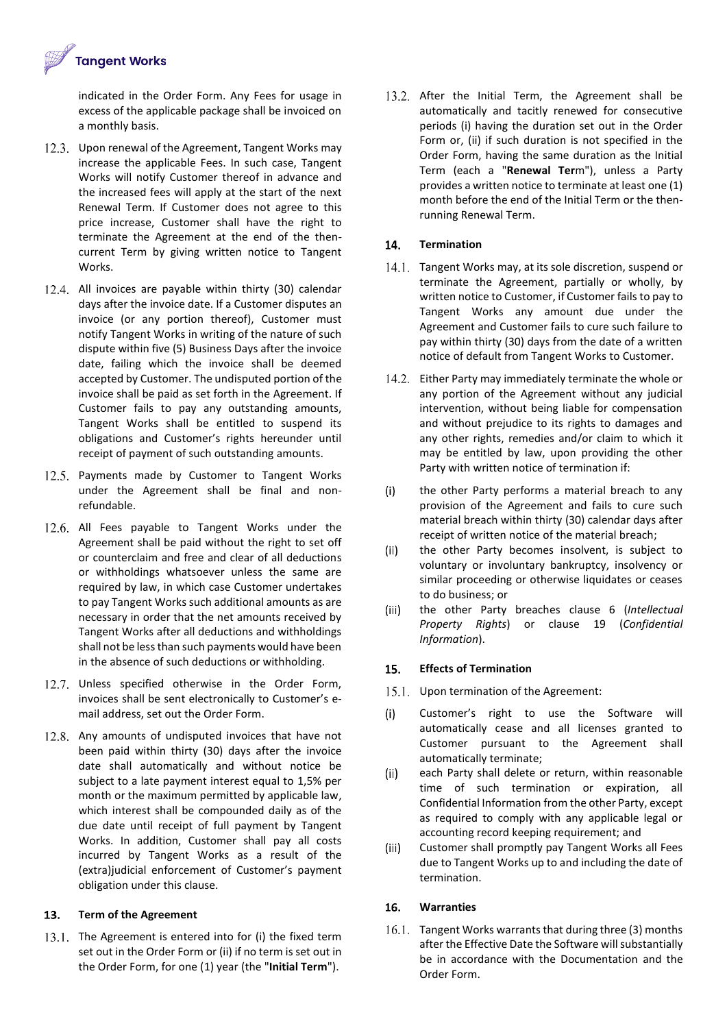indicated in the Order Form. Any Fees for usage in excess of the applicable package shall be invoiced on a monthly basis.

12.3. Upon renewal of the Agreement, Tangent Works may increase the applicable Fees. In such case, Tangent Works will notify Customer thereof in advance and the increased fees will apply at the start of the next Renewal Term. If Customer does not agree to this price increase, Customer shall have the right to terminate the Agreement at the end of the then-current Term by giving written notice to Tangent Works.

12.4. All invoices are payable within thirty (30) calendar days after the invoice date. If a Customer disputes an invoice (or any portion thereof), Customer must notify Tangent Works in writing of the nature of such dispute within five (5) Business Days after the invoice date, failing which the invoice shall be deemed accepted by Customer. The undisputed portion of the invoice shall be paid as set forth in the Agreement. If Customer fails to pay any outstanding amounts, Tangent Works shall be entitled to suspend its obligations and Customer's rights hereunder until receipt of payment of such outstanding amounts.

12.5. Payments made by Customer to Tangent Works under the Agreement shall be final and non-refundable.

12.6. All Fees payable to Tangent Works under the Agreement shall be paid without the right to set off or counterclaim and free and clear of all deductions or withholdings whatsoever unless the same are required by law, in which case Customer undertakes to pay Tangent Works such additional amounts as are necessary in order that the net amounts received by Tangent Works after all deductions and withholdings shall not be less than such payments would have been in the absence of such deductions or withholding.

12.7. Unless specified otherwise in the Order Form, invoices shall be sent electronically to Customer's e-mail address, set out the Order Form.

12.8. Any amounts of undisputed invoices that have not been paid within thirty (30) days after the invoice date shall automatically and without notice be subject to a late payment interest equal to 1,5% per month or the maximum permitted by applicable law, which interest shall be compounded daily as of the due date until receipt of full payment by Tangent Works. In addition, Customer shall pay all costs incurred by Tangent Works as a result of the (extra)judicial enforcement of Customer's payment obligation under this clause.

## 13. Term of the Agreement

13.1. The Agreement is entered into for (i) the fixed term set out in the Order Form or (ii) if no term is set out in the Order Form, for one (1) year (the "**Initial Term**").

13.2. After the Initial Term, the Agreement shall be automatically and tacitly renewed for consecutive periods (i) having the duration set out in the Order Form or, (ii) if such duration is not specified in the Order Form, having the same duration as the Initial Term (each a "**Renewal Term**"), unless a Party provides a written notice to terminate at least one (1) month before the end of the Initial Term or the then-running Renewal Term.

## 14. Termination

14.1. Tangent Works may, at its sole discretion, suspend or terminate the Agreement, partially or wholly, by written notice to Customer, if Customer fails to pay to Tangent Works any amount due under the Agreement and Customer fails to cure such failure to pay within thirty (30) days from the date of a written notice of default from Tangent Works to Customer.

14.2. Either Party may immediately terminate the whole or any portion of the Agreement without any judicial intervention, without being liable for compensation and without prejudice to its rights to damages and any other rights, remedies and/or claim to which it may be entitled by law, upon providing the other Party with written notice of termination if:

(i) the other Party performs a material breach to any provision of the Agreement and fails to cure such material breach within thirty (30) calendar days after receipt of written notice of the material breach;

(ii) the other Party becomes insolvent, is subject to voluntary or involuntary bankruptcy, insolvency or similar proceeding or otherwise liquidates or ceases to do business; or

(iii) the other Party breaches clause 6 (*Intellectual Property Rights*) or clause 19 (*Confidential Information*).

## 15. Effects of Termination

15.1. Upon termination of the Agreement:

(i) Customer's right to use the Software will automatically cease and all licenses granted to Customer pursuant to the Agreement shall automatically terminate;

(ii) each Party shall delete or return, within reasonable time of such termination or expiration, all Confidential Information from the other Party, except as required to comply with any applicable legal or accounting record keeping requirement; and

(iii) Customer shall promptly pay Tangent Works all Fees due to Tangent Works up to and including the date of termination.

## 16. Warranties

16.1. Tangent Works warrants that during three (3) months after the Effective Date the Software will substantially be in accordance with the Documentation and the Order Form.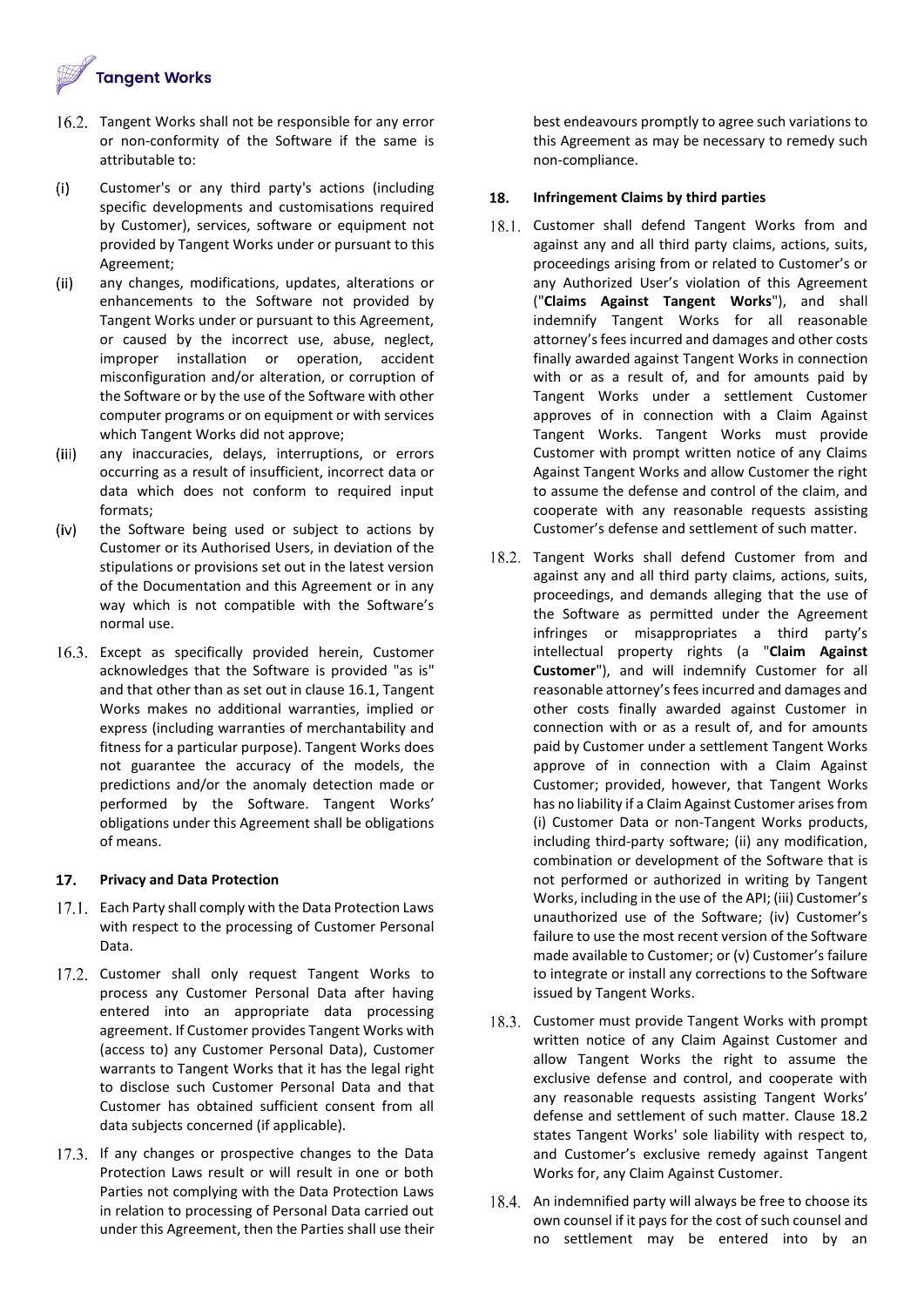16.2. Tangent Works shall not be responsible for any error or non-conformity of the Software if the same is attributable to:

(i) Customer's or any third party's actions (including specific developments and customisations required by Customer), services, software or equipment not provided by Tangent Works under or pursuant to this Agreement;

(ii) any changes, modifications, updates, alterations or enhancements to the Software not provided by Tangent Works under or pursuant to this Agreement, or caused by the incorrect use, abuse, neglect, improper installation or operation, accident misconfiguration and/or alteration, or corruption of the Software or by the use of the Software with other computer programs or on equipment or with services which Tangent Works did not approve;

(iii) any inaccuracies, delays, interruptions, or errors occurring as a result of insufficient, incorrect data or data which does not conform to required input formats;

(iv) the Software being used or subject to actions by Customer or its Authorised Users, in deviation of the stipulations or provisions set out in the latest version of the Documentation and this Agreement or in any way which is not compatible with the Software's normal use.

16.3. Except as specifically provided herein, Customer acknowledges that the Software is provided "as is" and that other than as set out in clause 16.1, Tangent Works makes no additional warranties, implied or express (including warranties of merchantability and fitness for a particular purpose). Tangent Works does not guarantee the accuracy of the models, the predictions and/or the anomaly detection made or performed by the Software. Tangent Works' obligations under this Agreement shall be obligations of means.

## 17. Privacy and Data Protection

17.1. Each Party shall comply with the Data Protection Laws with respect to the processing of Customer Personal Data.

17.2. Customer shall only request Tangent Works to process any Customer Personal Data after having entered into an appropriate data processing agreement. If Customer provides Tangent Works with (access to) any Customer Personal Data), Customer warrants to Tangent Works that it has the legal right to disclose such Customer Personal Data and that Customer has obtained sufficient consent from all data subjects concerned (if applicable).

17.3. If any changes or prospective changes to the Data Protection Laws result or will result in one or both Parties not complying with the Data Protection Laws in relation to processing of Personal Data carried out under this Agreement, then the Parties shall use their best endeavours promptly to agree such variations to this Agreement as may be necessary to remedy such non-compliance.

## 18. Infringement Claims by third parties

18.1. Customer shall defend Tangent Works from and against any and all third party claims, actions, suits, proceedings arising from or related to Customer's or any Authorized User's violation of this Agreement ("**Claims Against Tangent Works**"), and shall indemnify Tangent Works for all reasonable attorney's fees incurred and damages and other costs finally awarded against Tangent Works in connection with or as a result of, and for amounts paid by Tangent Works under a settlement Customer approves of in connection with a Claim Against Tangent Works. Tangent Works must provide Customer with prompt written notice of any Claims Against Tangent Works and allow Customer the right to assume the defense and control of the claim, and cooperate with any reasonable requests assisting Customer's defense and settlement of such matter.

18.2. Tangent Works shall defend Customer from and against any and all third party claims, actions, suits, proceedings, and demands alleging that the use of the Software as permitted under the Agreement infringes or misappropriates a third party's intellectual property rights (a "**Claim Against Customer**"), and will indemnify Customer for all reasonable attorney's fees incurred and damages and other costs finally awarded against Customer in connection with or as a result of, and for amounts paid by Customer under a settlement Tangent Works approve of in connection with a Claim Against Customer; provided, however, that Tangent Works has no liability if a Claim Against Customer arises from (i) Customer Data or non-Tangent Works products, including third-party software; (ii) any modification, combination or development of the Software that is not performed or authorized in writing by Tangent Works, including in the use of the API; (iii) Customer's unauthorized use of the Software; (iv) Customer's failure to use the most recent version of the Software made available to Customer; or (v) Customer's failure to integrate or install any corrections to the Software issued by Tangent Works.

18.3. Customer must provide Tangent Works with prompt written notice of any Claim Against Customer and allow Tangent Works the right to assume the exclusive defense and control, and cooperate with any reasonable requests assisting Tangent Works' defense and settlement of such matter. Clause 18.2 states Tangent Works' sole liability with respect to, and Customer's exclusive remedy against Tangent Works for, any Claim Against Customer.

18.4. An indemnified party will always be free to choose its own counsel if it pays for the cost of such counsel and no settlement may be entered into by an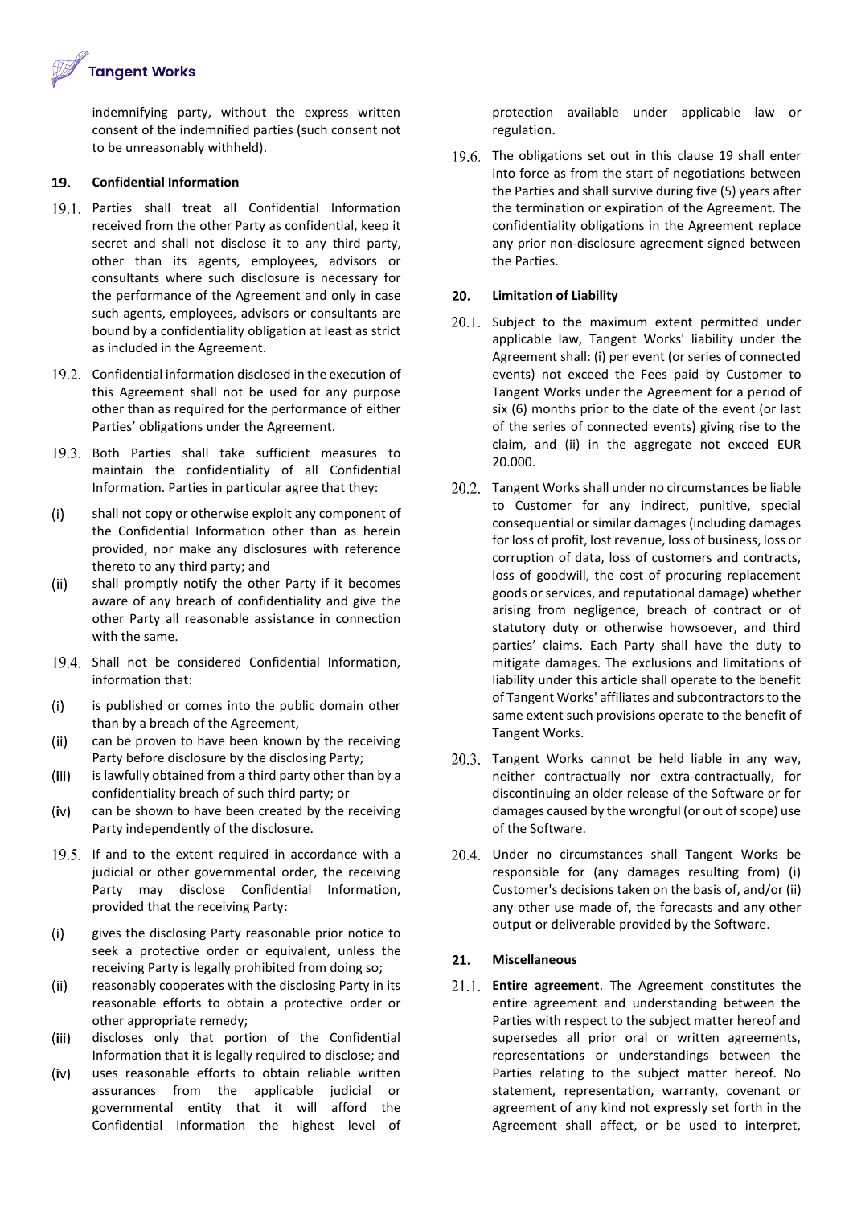indemnifying party, without the express written consent of the indemnified parties (such consent not to be unreasonably withheld).

## 19. Confidential Information

19.1. Parties shall treat all Confidential Information received from the other Party as confidential, keep it secret and shall not disclose it to any third party, other than its agents, employees, advisors or consultants where such disclosure is necessary for the performance of the Agreement and only in case such agents, employees, advisors or consultants are bound by a confidentiality obligation at least as strict as included in the Agreement.

19.2. Confidential information disclosed in the execution of this Agreement shall not be used for any purpose other than as required for the performance of either Parties' obligations under the Agreement.

19.3. Both Parties shall take sufficient measures to maintain the confidentiality of all Confidential Information. Parties in particular agree that they:

(i) shall not copy or otherwise exploit any component of the Confidential Information other than as herein provided, nor make any disclosures with reference thereto to any third party; and

(ii) shall promptly notify the other Party if it becomes aware of any breach of confidentiality and give the other Party all reasonable assistance in connection with the same.

19.4. Shall not be considered Confidential Information, information that:

(i) is published or comes into the public domain other than by a breach of the Agreement,

(ii) can be proven to have been known by the receiving Party before disclosure by the disclosing Party;

(iii) is lawfully obtained from a third party other than by a confidentiality breach of such third party; or

(iv) can be shown to have been created by the receiving Party independently of the disclosure.

19.5. If and to the extent required in accordance with a judicial or other governmental order, the receiving Party may disclose Confidential Information, provided that the receiving Party:

(i) gives the disclosing Party reasonable prior notice to seek a protective order or equivalent, unless the receiving Party is legally prohibited from doing so;

(ii) reasonably cooperates with the disclosing Party in its reasonable efforts to obtain a protective order or other appropriate remedy;

(iii) discloses only that portion of the Confidential Information that it is legally required to disclose; and

(iv) uses reasonable efforts to obtain reliable written assurances from the applicable judicial or governmental entity that it will afford the Confidential Information the highest level of protection available under applicable law or regulation.

19.6. The obligations set out in this clause 19 shall enter into force as from the start of negotiations between the Parties and shall survive during five (5) years after the termination or expiration of the Agreement. The confidentiality obligations in the Agreement replace any prior non-disclosure agreement signed between the Parties.

## 20. Limitation of Liability

20.1. Subject to the maximum extent permitted under applicable law, Tangent Works' liability under the Agreement shall: (i) per event (or series of connected events) not exceed the Fees paid by Customer to Tangent Works under the Agreement for a period of six (6) months prior to the date of the event (or last of the series of connected events) giving rise to the claim, and (ii) in the aggregate not exceed EUR 20.000.

20.2. Tangent Works shall under no circumstances be liable to Customer for any indirect, punitive, special consequential or similar damages (including damages for loss of profit, lost revenue, loss of business, loss or corruption of data, loss of customers and contracts, loss of goodwill, the cost of procuring replacement goods or services, and reputational damage) whether arising from negligence, breach of contract or of statutory duty or otherwise howsoever, and third parties' claims. Each Party shall have the duty to mitigate damages. The exclusions and limitations of liability under this article shall operate to the benefit of Tangent Works' affiliates and subcontractors to the same extent such provisions operate to the benefit of Tangent Works.

20.3. Tangent Works cannot be held liable in any way, neither contractually nor extra-contractually, for discontinuing an older release of the Software or for damages caused by the wrongful (or out of scope) use of the Software.

20.4. Under no circumstances shall Tangent Works be responsible for (any damages resulting from) (i) Customer's decisions taken on the basis of, and/or (ii) any other use made of, the forecasts and any other output or deliverable provided by the Software.

## 21. Miscellaneous

21.1. **Entire agreement**. The Agreement constitutes the entire agreement and understanding between the Parties with respect to the subject matter hereof and supersedes all prior oral or written agreements, representations or understandings between the Parties relating to the subject matter hereof. No statement, representation, warranty, covenant or agreement of any kind not expressly set forth in the Agreement shall affect, or be used to interpret,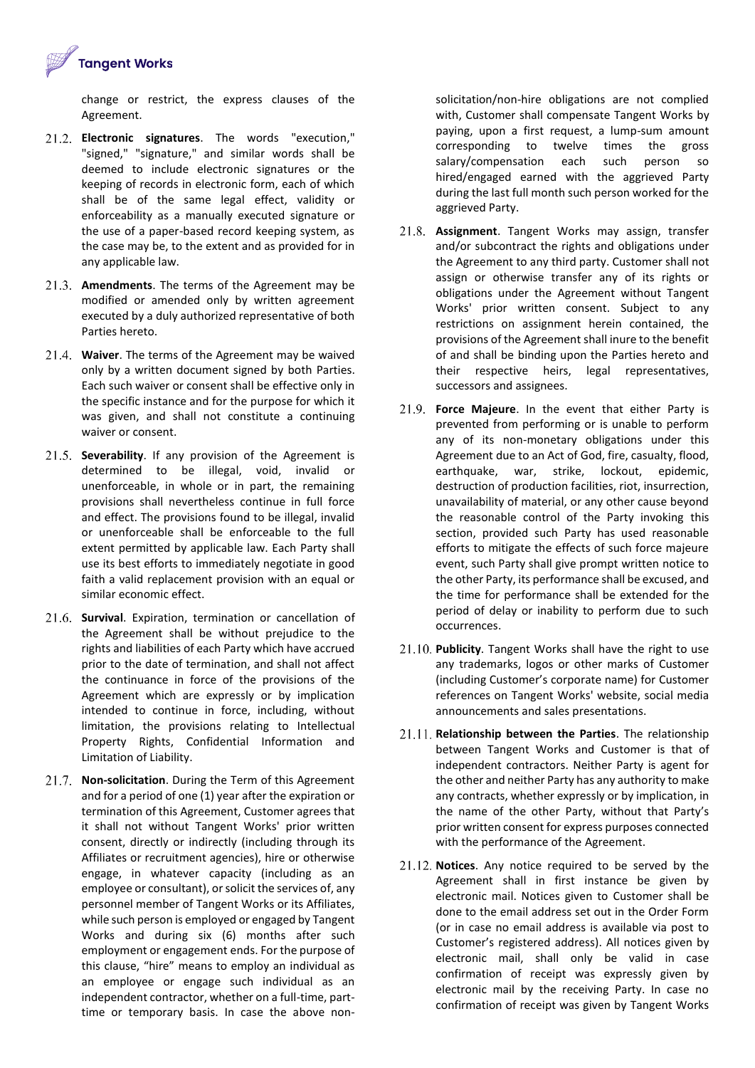change or restrict, the express clauses of the Agreement.

21.2. **Electronic signatures**. The words "execution," "signed," "signature," and similar words shall be deemed to include electronic signatures or the keeping of records in electronic form, each of which shall be of the same legal effect, validity or enforceability as a manually executed signature or the use of a paper-based record keeping system, as the case may be, to the extent and as provided for in any applicable law.

21.3. **Amendments**. The terms of the Agreement may be modified or amended only by written agreement executed by a duly authorized representative of both Parties hereto.

21.4. **Waiver**. The terms of the Agreement may be waived only by a written document signed by both Parties. Each such waiver or consent shall be effective only in the specific instance and for the purpose for which it was given, and shall not constitute a continuing waiver or consent.

21.5. **Severability**. If any provision of the Agreement is determined to be illegal, void, invalid or unenforceable, in whole or in part, the remaining provisions shall nevertheless continue in full force and effect. The provisions found to be illegal, invalid or unenforceable shall be enforceable to the full extent permitted by applicable law. Each Party shall use its best efforts to immediately negotiate in good faith a valid replacement provision with an equal or similar economic effect.

21.6. **Survival**. Expiration, termination or cancellation of the Agreement shall be without prejudice to the rights and liabilities of each Party which have accrued prior to the date of termination, and shall not affect the continuance in force of the provisions of the Agreement which are expressly or by implication intended to continue in force, including, without limitation, the provisions relating to Intellectual Property Rights, Confidential Information and Limitation of Liability.

21.7. **Non-solicitation**. During the Term of this Agreement and for a period of one (1) year after the expiration or termination of this Agreement, Customer agrees that it shall not without Tangent Works' prior written consent, directly or indirectly (including through its Affiliates or recruitment agencies), hire or otherwise engage, in whatever capacity (including as an employee or consultant), or solicit the services of, any personnel member of Tangent Works or its Affiliates, while such person is employed or engaged by Tangent Works and during six (6) months after such employment or engagement ends. For the purpose of this clause, "hire" means to employ an individual as an employee or engage such individual as an independent contractor, whether on a full-time, part-time or temporary basis. In case the above non-solicitation/non-hire obligations are not complied with, Customer shall compensate Tangent Works by paying, upon a first request, a lump-sum amount corresponding to twelve times the gross salary/compensation each such person so hired/engaged earned with the aggrieved Party during the last full month such person worked for the aggrieved Party.

21.8. **Assignment**. Tangent Works may assign, transfer and/or subcontract the rights and obligations under the Agreement to any third party. Customer shall not assign or otherwise transfer any of its rights or obligations under the Agreement without Tangent Works' prior written consent. Subject to any restrictions on assignment herein contained, the provisions of the Agreement shall inure to the benefit of and shall be binding upon the Parties hereto and their respective heirs, legal representatives, successors and assignees.

21.9. **Force Majeure**. In the event that either Party is prevented from performing or is unable to perform any of its non-monetary obligations under this Agreement due to an Act of God, fire, casualty, flood, earthquake, war, strike, lockout, epidemic, destruction of production facilities, riot, insurrection, unavailability of material, or any other cause beyond the reasonable control of the Party invoking this section, provided such Party has used reasonable efforts to mitigate the effects of such force majeure event, such Party shall give prompt written notice to the other Party, its performance shall be excused, and the time for performance shall be extended for the period of delay or inability to perform due to such occurrences.

21.10. **Publicity**. Tangent Works shall have the right to use any trademarks, logos or other marks of Customer (including Customer's corporate name) for Customer references on Tangent Works' website, social media announcements and sales presentations.

21.11. **Relationship between the Parties**. The relationship between Tangent Works and Customer is that of independent contractors. Neither Party is agent for the other and neither Party has any authority to make any contracts, whether expressly or by implication, in the name of the other Party, without that Party's prior written consent for express purposes connected with the performance of the Agreement.

21.12. **Notices**. Any notice required to be served by the Agreement shall in first instance be given by electronic mail. Notices given to Customer shall be done to the email address set out in the Order Form (or in case no email address is available via post to Customer's registered address). All notices given by electronic mail, shall only be valid in case confirmation of receipt was expressly given by electronic mail by the receiving Party. In case no confirmation of receipt was given by Tangent Works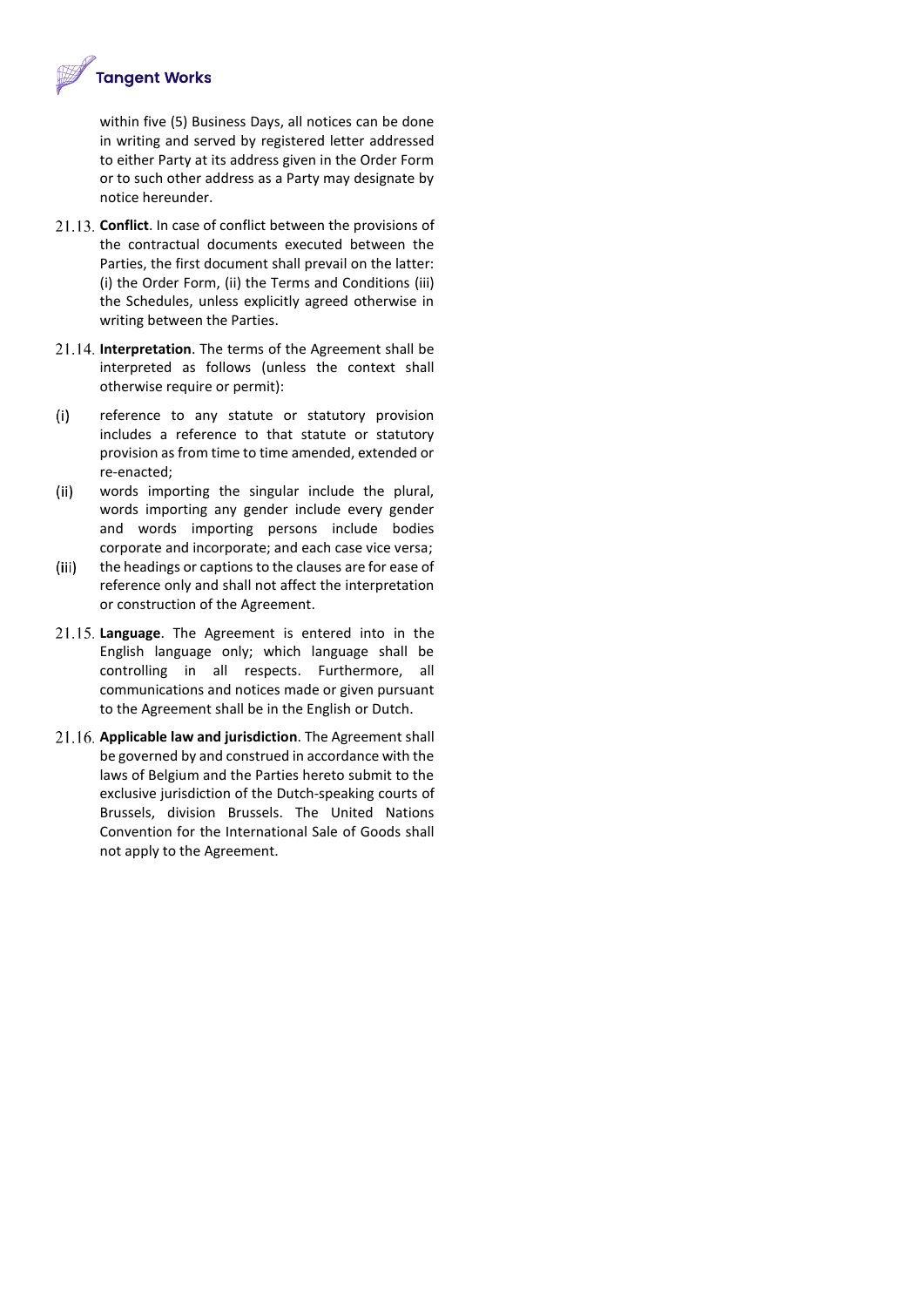within five (5) Business Days, all notices can be done in writing and served by registered letter addressed to either Party at its address given in the Order Form or to such other address as a Party may designate by notice hereunder.

21.13. **Conflict**. In case of conflict between the provisions of the contractual documents executed between the Parties, the first document shall prevail on the latter: (i) the Order Form, (ii) the Terms and Conditions (iii) the Schedules, unless explicitly agreed otherwise in writing between the Parties.

21.14. **Interpretation**. The terms of the Agreement shall be interpreted as follows (unless the context shall otherwise require or permit):

(i) reference to any statute or statutory provision includes a reference to that statute or statutory provision as from time to time amended, extended or re-enacted;

(ii) words importing the singular include the plural, words importing any gender include every gender and words importing persons include bodies corporate and incorporate; and each case vice versa;

(iii) the headings or captions to the clauses are for ease of reference only and shall not affect the interpretation or construction of the Agreement.

21.15. **Language**. The Agreement is entered into in the English language only; which language shall be controlling in all respects. Furthermore, all communications and notices made or given pursuant to the Agreement shall be in the English or Dutch.

21.16. **Applicable law and jurisdiction**. The Agreement shall be governed by and construed in accordance with the laws of Belgium and the Parties hereto submit to the exclusive jurisdiction of the Dutch-speaking courts of Brussels, division Brussels. The United Nations Convention for the International Sale of Goods shall not apply to the Agreement.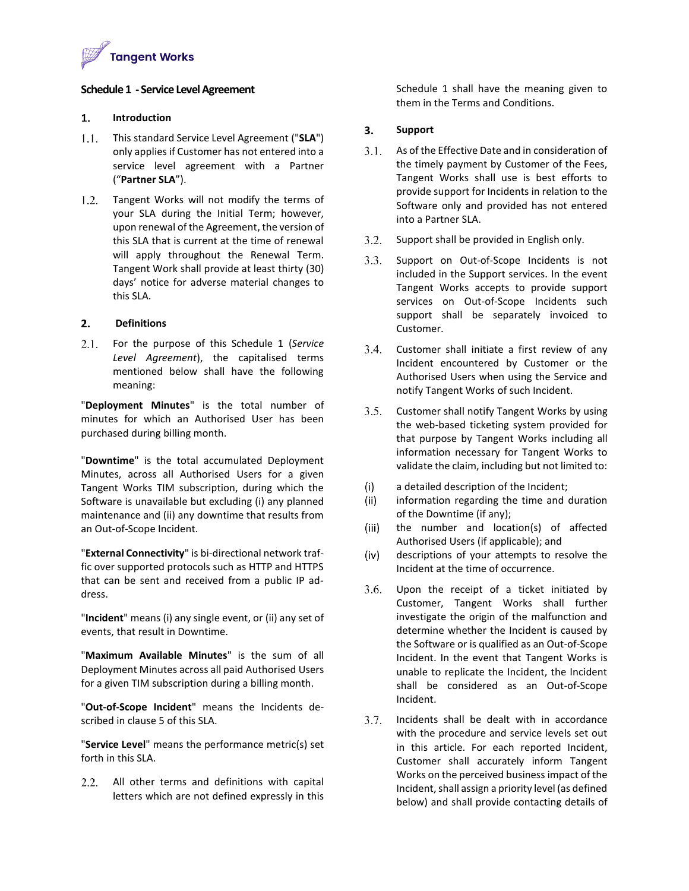## Schedule 1 - Service Level Agreement

### 1. Introduction

1.1. This standard Service Level Agreement ("**SLA**") only applies if Customer has not entered into a service level agreement with a Partner ("**Partner SLA**").

1.2. Tangent Works will not modify the terms of your SLA during the Initial Term; however, upon renewal of the Agreement, the version of this SLA that is current at the time of renewal will apply throughout the Renewal Term. Tangent Work shall provide at least thirty (30) days' notice for adverse material changes to this SLA.

### 2. Definitions

2.1. For the purpose of this Schedule 1 (*Service Level Agreement*), the capitalised terms mentioned below shall have the following meaning:

"**Deployment Minutes**" is the total number of minutes for which an Authorised User has been purchased during billing month.

"**Downtime**" is the total accumulated Deployment Minutes, across all Authorised Users for a given Tangent Works TIM subscription, during which the Software is unavailable but excluding (i) any planned maintenance and (ii) any downtime that results from an Out-of-Scope Incident.

"**External Connectivity**" is bi-directional network traffic over supported protocols such as HTTP and HTTPS that can be sent and received from a public IP address.

"**Incident**" means (i) any single event, or (ii) any set of events, that result in Downtime.

"**Maximum Available Minutes**" is the sum of all Deployment Minutes across all paid Authorised Users for a given TIM subscription during a billing month.

"**Out-of-Scope Incident**" means the Incidents described in clause 5 of this SLA.

"**Service Level**" means the performance metric(s) set forth in this SLA.

2.2. All other terms and definitions with capital letters which are not defined expressly in this Schedule 1 shall have the meaning given to them in the Terms and Conditions.

### 3. Support

3.1. As of the Effective Date and in consideration of the timely payment by Customer of the Fees, Tangent Works shall use is best efforts to provide support for Incidents in relation to the Software only and provided has not entered into a Partner SLA.

3.2. Support shall be provided in English only.

3.3. Support on Out-of-Scope Incidents is not included in the Support services. In the event Tangent Works accepts to provide support services on Out-of-Scope Incidents such support shall be separately invoiced to Customer.

3.4. Customer shall initiate a first review of any Incident encountered by Customer or the Authorised Users when using the Service and notify Tangent Works of such Incident.

3.5. Customer shall notify Tangent Works by using the web-based ticketing system provided for that purpose by Tangent Works including all information necessary for Tangent Works to validate the claim, including but not limited to:

(i) a detailed description of the Incident;
(ii) information regarding the time and duration of the Downtime (if any);
(iii) the number and location(s) of affected Authorised Users (if applicable); and
(iv) descriptions of your attempts to resolve the Incident at the time of occurrence.

3.6. Upon the receipt of a ticket initiated by Customer, Tangent Works shall further investigate the origin of the malfunction and determine whether the Incident is caused by the Software or is qualified as an Out-of-Scope Incident. In the event that Tangent Works is unable to replicate the Incident, the Incident shall be considered as an Out-of-Scope Incident.

3.7. Incidents shall be dealt with in accordance with the procedure and service levels set out in this article. For each reported Incident, Customer shall accurately inform Tangent Works on the perceived business impact of the Incident, shall assign a priority level (as defined below) and shall provide contacting details of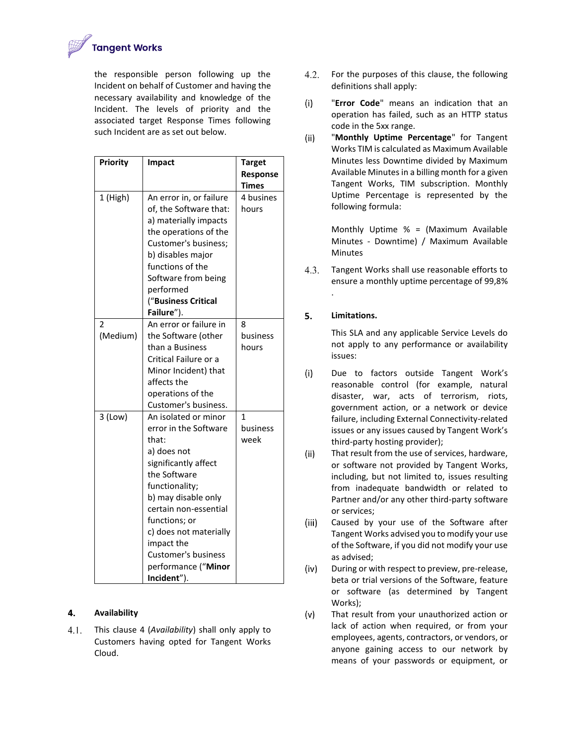the responsible person following up the Incident on behalf of Customer and having the necessary availability and knowledge of the Incident. The levels of priority and the associated target Response Times following such Incident are as set out below.

| Priority | Impact | Target Response Times |
|---|---|---|
| 1 (High) | An error in, or failure of, the Software that: a) materially impacts the operations of the Customer's business; b) disables major functions of the Software from being performed (“**Business Critical Failure**”). | 4 busines hours |
| 2 (Medium) | An error or failure in the Software (other than a Business Critical Failure or a Minor Incident) that affects the operations of the Customer's business. | 8 business hours |
| 3 (Low) | An isolated or minor error in the Software that: a) does not significantly affect the Software functionality; b) may disable only certain non-essential functions; or c) does not materially impact the Customer's business performance (“**Minor Incident**”). | 1 business week |

## 4. Availability

4.1. This clause 4 (*Availability*) shall only apply to Customers having opted for Tangent Works Cloud.

4.2. For the purposes of this clause, the following definitions shall apply:

(i) "**Error Code**" means an indication that an operation has failed, such as an HTTP status code in the 5xx range.

(ii) "**Monthly Uptime Percentage**" for Tangent Works TIM is calculated as Maximum Available Minutes less Downtime divided by Maximum Available Minutes in a billing month for a given Tangent Works, TIM subscription. Monthly Uptime Percentage is represented by the following formula:

Monthly Uptime % = (Maximum Available Minutes - Downtime) / Maximum Available Minutes

4.3. Tangent Works shall use reasonable efforts to ensure a monthly uptime percentage of 99,8% .

## 5. Limitations.

This SLA and any applicable Service Levels do not apply to any performance or availability issues:

(i) Due to factors outside Tangent Work's reasonable control (for example, natural disaster, war, acts of terrorism, riots, government action, or a network or device failure, including External Connectivity-related issues or any issues caused by Tangent Work's third-party hosting provider);

(ii) That result from the use of services, hardware, or software not provided by Tangent Works, including, but not limited to, issues resulting from inadequate bandwidth or related to Partner and/or any other third-party software or services;

(iii) Caused by your use of the Software after Tangent Works advised you to modify your use of the Software, if you did not modify your use as advised;

(iv) During or with respect to preview, pre-release, beta or trial versions of the Software, feature or software (as determined by Tangent Works);

(v) That result from your unauthorized action or lack of action when required, or from your employees, agents, contractors, or vendors, or anyone gaining access to our network by means of your passwords or equipment, or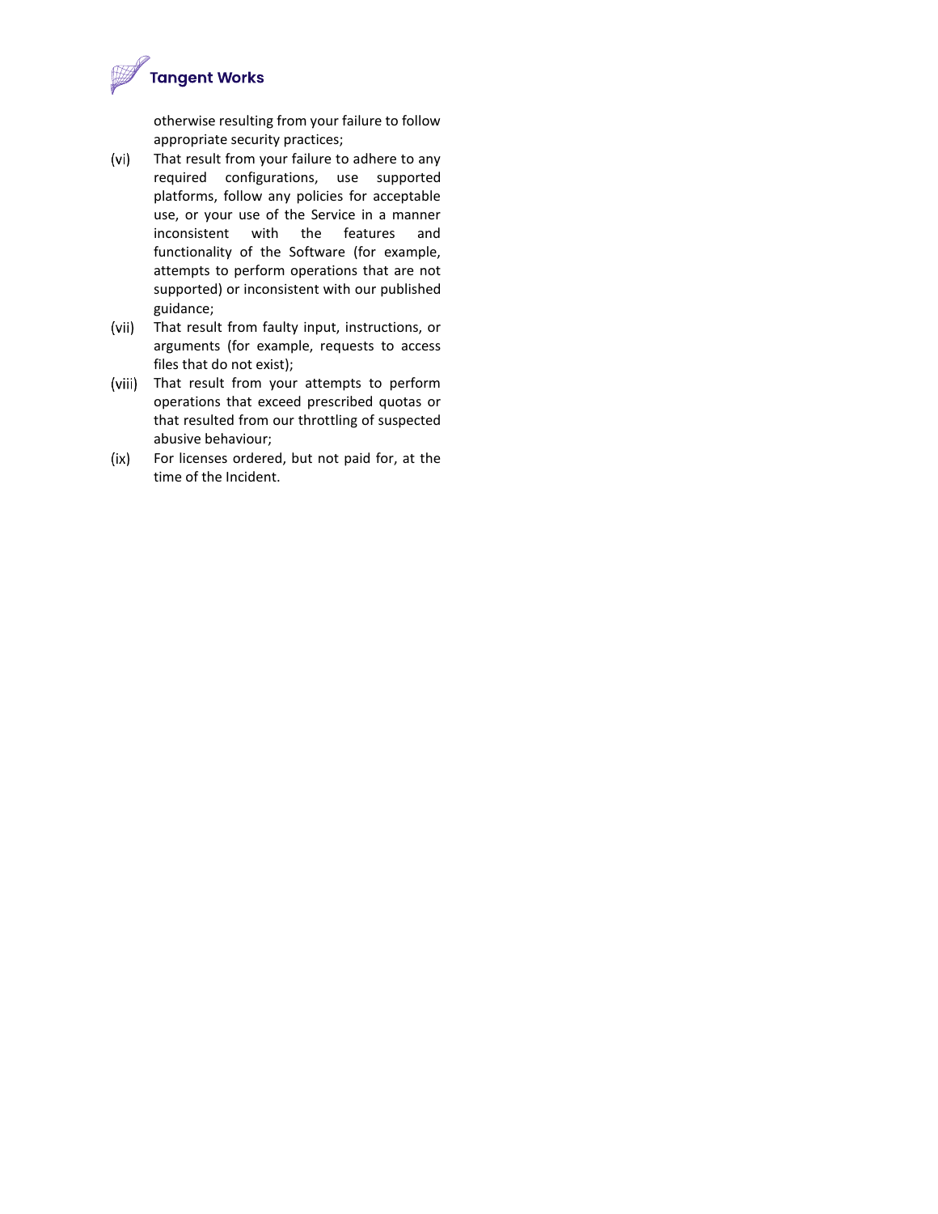otherwise resulting from your failure to follow appropriate security practices;

(vi) That result from your failure to adhere to any required configurations, use supported platforms, follow any policies for acceptable use, or your use of the Service in a manner inconsistent with the features and functionality of the Software (for example, attempts to perform operations that are not supported) or inconsistent with our published guidance;

(vii) That result from faulty input, instructions, or arguments (for example, requests to access files that do not exist);

(viii) That result from your attempts to perform operations that exceed prescribed quotas or that resulted from our throttling of suspected abusive behaviour;

(ix) For licenses ordered, but not paid for, at the time of the Incident.